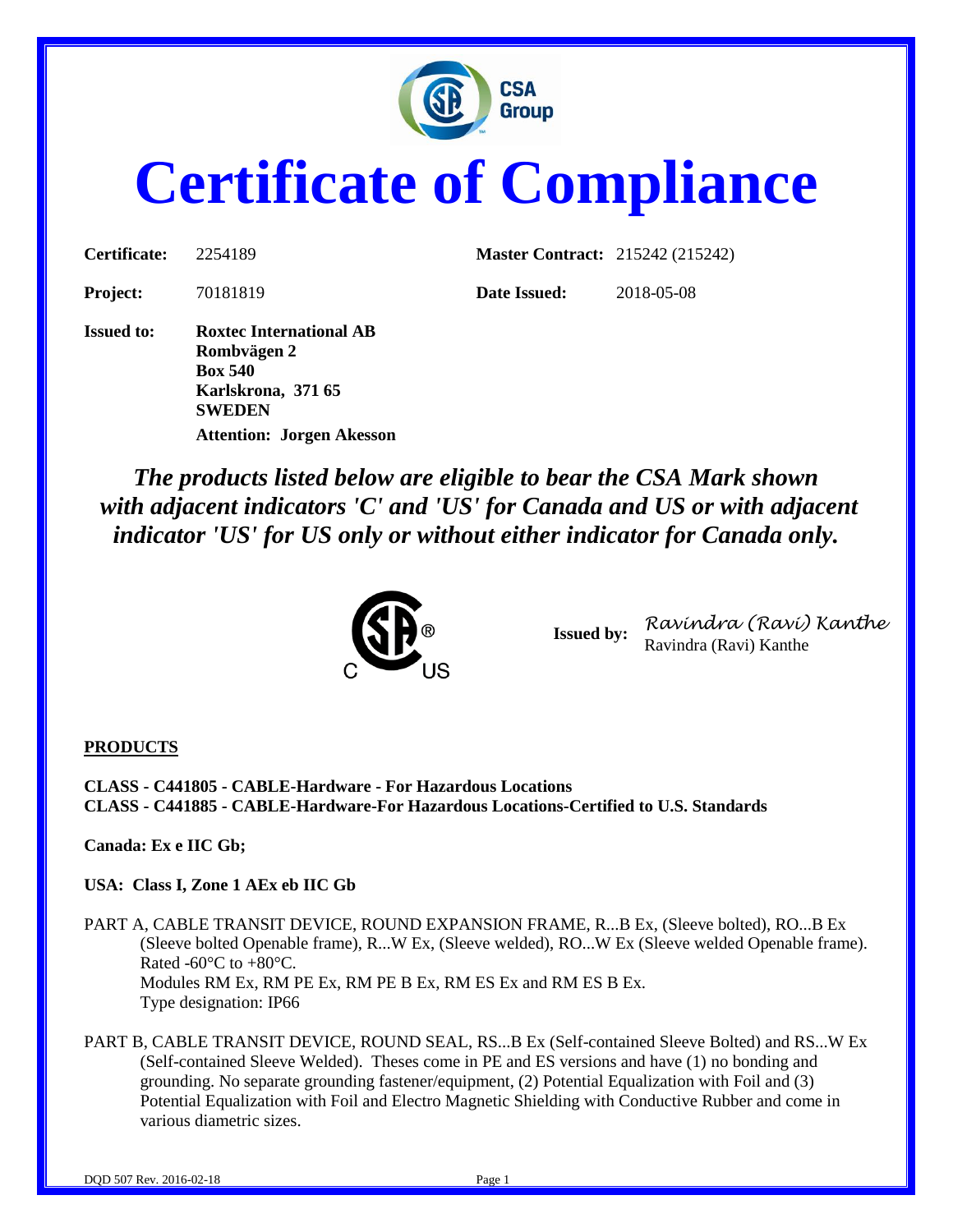# Certificate of Compliance

| | | | |
|---|---|---|---|
| **Certificate:** | 2254189 | **Master Contract:** | 215242 (215242) |
| **Project:** | 70181819 | **Date Issued:** | 2018-05-08 |

**Issued to:** **Roxtec International AB**
**Rombvägen 2**
**Box 540**
**Karlskrona, 371 65**
**SWEDEN**
**Attention: Jorgen Akesson**

***The products listed below are eligible to bear the CSA Mark shown with adjacent indicators 'C' and 'US' for Canada and US or with adjacent indicator 'US' for US only or without either indicator for Canada only.***

**Issued by:** *Ravindra (Ravi) Kanthe*
Ravindra (Ravi) Kanthe

**PRODUCTS**

**CLASS - C441805 - CABLE-Hardware - For Hazardous Locations**
**CLASS - C441885 - CABLE-Hardware-For Hazardous Locations-Certified to U.S. Standards**

**Canada: Ex e IIC Gb;**

**USA: Class I, Zone 1 AEx eb IIC Gb**

PART A, CABLE TRANSIT DEVICE, ROUND EXPANSION FRAME, R...B Ex, (Sleeve bolted), RO...B Ex (Sleeve bolted Openable frame), R...W Ex, (Sleeve welded), RO...W Ex (Sleeve welded Openable frame). Rated -60°C to +80°C.
Modules RM Ex, RM PE Ex, RM PE B Ex, RM ES Ex and RM ES B Ex.
Type designation: IP66

PART B, CABLE TRANSIT DEVICE, ROUND SEAL, RS...B Ex (Self-contained Sleeve Bolted) and RS...W Ex (Self-contained Sleeve Welded). Theses come in PE and ES versions and have (1) no bonding and grounding. No separate grounding fastener/equipment, (2) Potential Equalization with Foil and (3) Potential Equalization with Foil and Electro Magnetic Shielding with Conductive Rubber and come in various diametric sizes.

DQD 507 Rev. 2016-02-18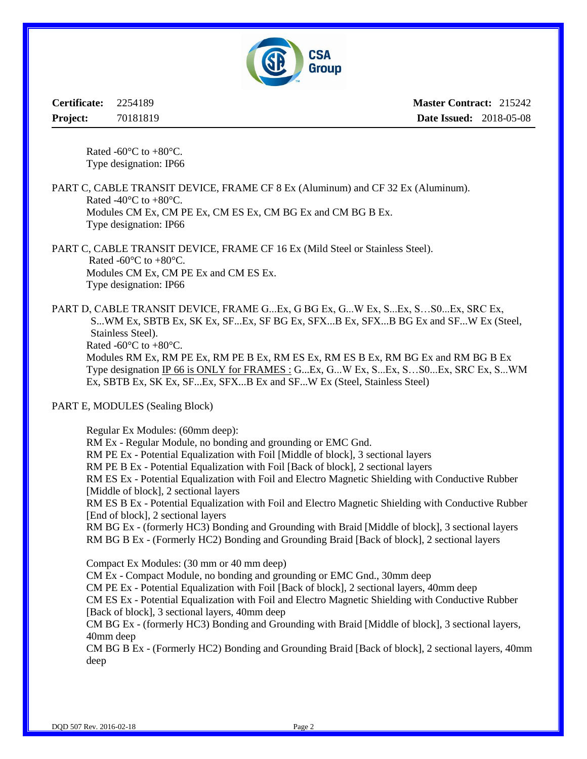Rated -60°C to +80°C.
Type designation: IP66

PART C, CABLE TRANSIT DEVICE, FRAME CF 8 Ex (Aluminum) and CF 32 Ex (Aluminum).
Rated -40°C to +80°C.
Modules CM Ex, CM PE Ex, CM ES Ex, CM BG Ex and CM BG B Ex.
Type designation: IP66

PART C, CABLE TRANSIT DEVICE, FRAME CF 16 Ex (Mild Steel or Stainless Steel).
Rated -60°C to +80°C.
Modules CM Ex, CM PE Ex and CM ES Ex.
Type designation: IP66

PART D, CABLE TRANSIT DEVICE, FRAME G...Ex, G BG Ex, G...W Ex, S...Ex, S…S0...Ex, SRC Ex, S...WM Ex, SBTB Ex, SK Ex, SF...Ex, SF BG Ex, SFX...B Ex, SFX...B BG Ex and SF...W Ex (Steel, Stainless Steel).
Rated -60°C to +80°C.
Modules RM Ex, RM PE Ex, RM PE B Ex, RM ES Ex, RM ES B Ex, RM BG Ex and RM BG B Ex
Type designation IP 66 is ONLY for FRAMES : G...Ex, G...W Ex, S...Ex, S…S0...Ex, SRC Ex, S...WM Ex, SBTB Ex, SK Ex, SF...Ex, SFX...B Ex and SF...W Ex (Steel, Stainless Steel)

PART E, MODULES (Sealing Block)

Regular Ex Modules: (60mm deep):
RM Ex - Regular Module, no bonding and grounding or EMC Gnd.
RM PE Ex - Potential Equalization with Foil [Middle of block], 3 sectional layers
RM PE B Ex - Potential Equalization with Foil [Back of block], 2 sectional layers
RM ES Ex - Potential Equalization with Foil and Electro Magnetic Shielding with Conductive Rubber [Middle of block], 2 sectional layers
RM ES B Ex - Potential Equalization with Foil and Electro Magnetic Shielding with Conductive Rubber [End of block], 2 sectional layers
RM BG Ex - (formerly HC3) Bonding and Grounding with Braid [Middle of block], 3 sectional layers
RM BG B Ex - (Formerly HC2) Bonding and Grounding Braid [Back of block], 2 sectional layers

Compact Ex Modules: (30 mm or 40 mm deep)
CM Ex - Compact Module, no bonding and grounding or EMC Gnd., 30mm deep
CM PE Ex - Potential Equalization with Foil [Back of block], 2 sectional layers, 40mm deep
CM ES Ex - Potential Equalization with Foil and Electro Magnetic Shielding with Conductive Rubber [Back of block], 3 sectional layers, 40mm deep
CM BG Ex - (formerly HC3) Bonding and Grounding with Braid [Middle of block], 3 sectional layers, 40mm deep
CM BG B Ex - (Formerly HC2) Bonding and Grounding Braid [Back of block], 2 sectional layers, 40mm deep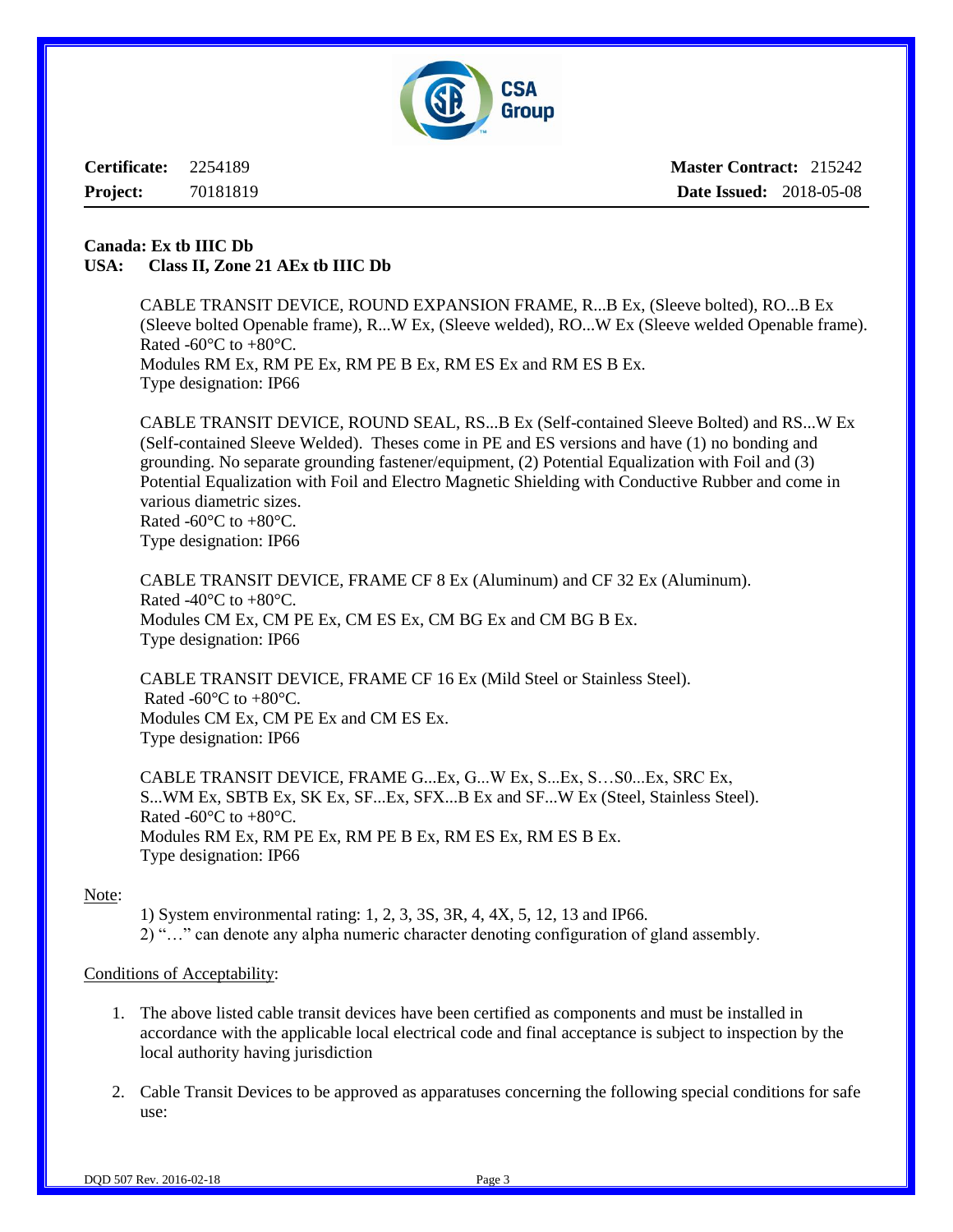**Certificate:** 2254189 **Master Contract:** 215242

**Project:** 70181819 **Date Issued:** 2018-05-08

**Canada: Ex tb IIIC Db**
**USA: Class II, Zone 21 AEx tb IIIC Db**

CABLE TRANSIT DEVICE, ROUND EXPANSION FRAME, R...B Ex, (Sleeve bolted), RO...B Ex (Sleeve bolted Openable frame), R...W Ex, (Sleeve welded), RO...W Ex (Sleeve welded Openable frame).
Rated -60°C to +80°C.
Modules RM Ex, RM PE Ex, RM PE B Ex, RM ES Ex and RM ES B Ex.
Type designation: IP66

CABLE TRANSIT DEVICE, ROUND SEAL, RS...B Ex (Self-contained Sleeve Bolted) and RS...W Ex (Self-contained Sleeve Welded). Theses come in PE and ES versions and have (1) no bonding and grounding. No separate grounding fastener/equipment, (2) Potential Equalization with Foil and (3) Potential Equalization with Foil and Electro Magnetic Shielding with Conductive Rubber and come in various diametric sizes.
Rated -60°C to +80°C.
Type designation: IP66

CABLE TRANSIT DEVICE, FRAME CF 8 Ex (Aluminum) and CF 32 Ex (Aluminum).
Rated -40°C to +80°C.
Modules CM Ex, CM PE Ex, CM ES Ex, CM BG Ex and CM BG B Ex.
Type designation: IP66

CABLE TRANSIT DEVICE, FRAME CF 16 Ex (Mild Steel or Stainless Steel).
Rated -60°C to +80°C.
Modules CM Ex, CM PE Ex and CM ES Ex.
Type designation: IP66

CABLE TRANSIT DEVICE, FRAME G...Ex, G...W Ex, S...Ex, S…S0...Ex, SRC Ex, S...WM Ex, SBTB Ex, SK Ex, SF...Ex, SFX...B Ex and SF...W Ex (Steel, Stainless Steel).
Rated -60°C to +80°C.
Modules RM Ex, RM PE Ex, RM PE B Ex, RM ES Ex, RM ES B Ex.
Type designation: IP66

Note:

1) System environmental rating: 1, 2, 3, 3S, 3R, 4, 4X, 5, 12, 13 and IP66.
2) "…" can denote any alpha numeric character denoting configuration of gland assembly.

Conditions of Acceptability:

1. The above listed cable transit devices have been certified as components and must be installed in accordance with the applicable local electrical code and final acceptance is subject to inspection by the local authority having jurisdiction

2. Cable Transit Devices to be approved as apparatuses concerning the following special conditions for safe use: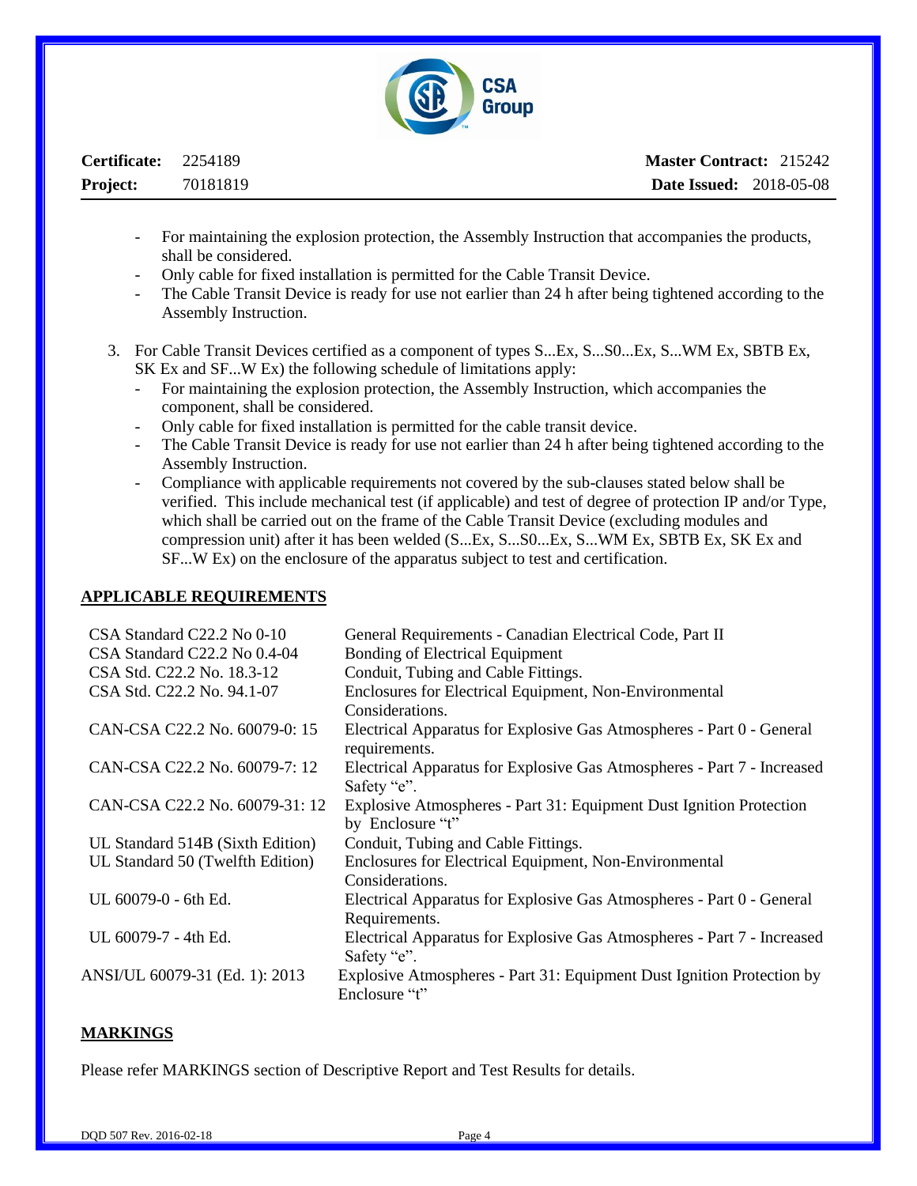- For maintaining the explosion protection, the Assembly Instruction that accompanies the products, shall be considered.
- Only cable for fixed installation is permitted for the Cable Transit Device.
- The Cable Transit Device is ready for use not earlier than 24 h after being tightened according to the Assembly Instruction.

3. For Cable Transit Devices certified as a component of types S...Ex, S...S0...Ex, S...WM Ex, SBTB Ex, SK Ex and SF...W Ex) the following schedule of limitations apply:
   - For maintaining the explosion protection, the Assembly Instruction, which accompanies the component, shall be considered.
   - Only cable for fixed installation is permitted for the cable transit device.
   - The Cable Transit Device is ready for use not earlier than 24 h after being tightened according to the Assembly Instruction.
   - Compliance with applicable requirements not covered by the sub-clauses stated below shall be verified. This include mechanical test (if applicable) and test of degree of protection IP and/or Type, which shall be carried out on the frame of the Cable Transit Device (excluding modules and compression unit) after it has been welded (S...Ex, S...S0...Ex, S...WM Ex, SBTB Ex, SK Ex and SF...W Ex) on the enclosure of the apparatus subject to test and certification.

## APPLICABLE REQUIREMENTS

| | |
|---|---|
| CSA Standard C22.2 No 0-10 | General Requirements - Canadian Electrical Code, Part II |
| CSA Standard C22.2 No 0.4-04 | Bonding of Electrical Equipment |
| CSA Std. C22.2 No. 18.3-12 | Conduit, Tubing and Cable Fittings. |
| CSA Std. C22.2 No. 94.1-07 | Enclosures for Electrical Equipment, Non-Environmental Considerations. |
| CAN-CSA C22.2 No. 60079-0: 15 | Electrical Apparatus for Explosive Gas Atmospheres - Part 0 - General requirements. |
| CAN-CSA C22.2 No. 60079-7: 12 | Electrical Apparatus for Explosive Gas Atmospheres - Part 7 - Increased Safety "e". |
| CAN-CSA C22.2 No. 60079-31: 12 | Explosive Atmospheres - Part 31: Equipment Dust Ignition Protection by Enclosure "t" |
| UL Standard 514B (Sixth Edition) | Conduit, Tubing and Cable Fittings. |
| UL Standard 50 (Twelfth Edition) | Enclosures for Electrical Equipment, Non-Environmental Considerations. |
| UL 60079-0 - 6th Ed. | Electrical Apparatus for Explosive Gas Atmospheres - Part 0 - General Requirements. |
| UL 60079-7 - 4th Ed. | Electrical Apparatus for Explosive Gas Atmospheres - Part 7 - Increased Safety "e". |
| ANSI/UL 60079-31 (Ed. 1): 2013 | Explosive Atmospheres - Part 31: Equipment Dust Ignition Protection by Enclosure "t" |

## MARKINGS

Please refer MARKINGS section of Descriptive Report and Test Results for details.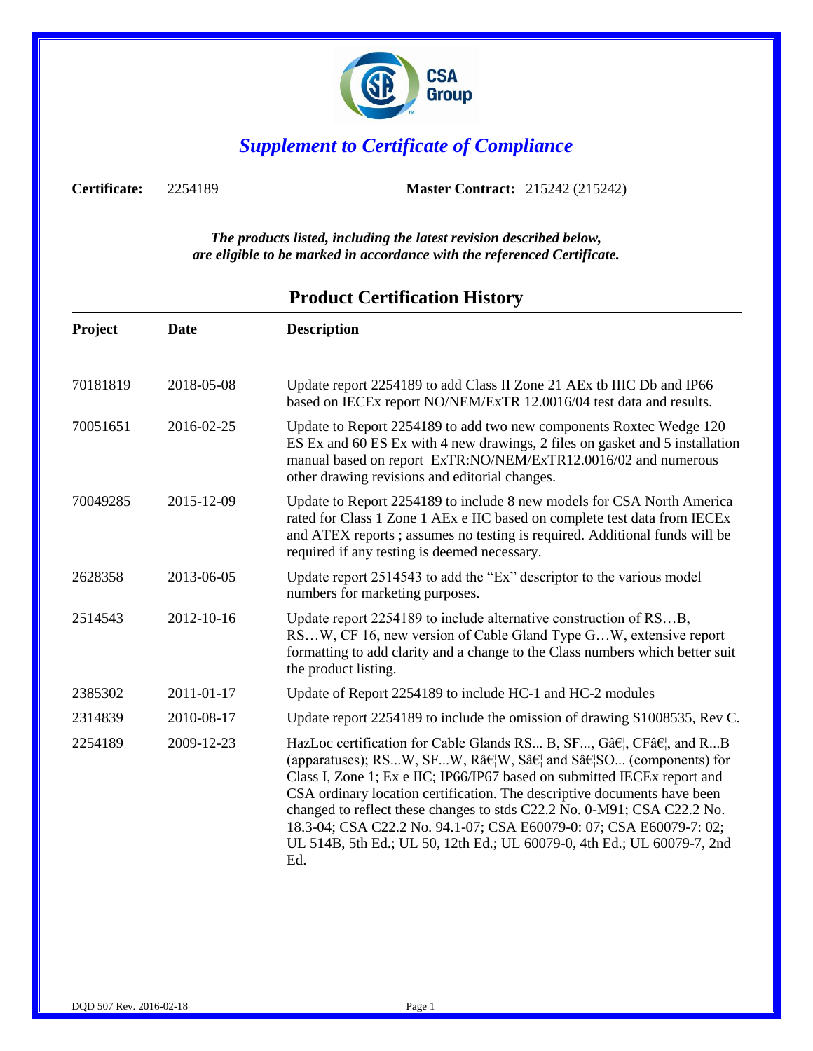# *Supplement to Certificate of Compliance*

**Certificate:** 2254189 **Master Contract:** 215242 (215242)

***The products listed, including the latest revision described below, are eligible to be marked in accordance with the referenced Certificate.***

## Product Certification History

| Project | Date | Description |
|---|---|---|
| 70181819 | 2018-05-08 | Update report 2254189 to add Class II Zone 21 AEx tb IIIC Db and IP66 based on IECEx report NO/NEM/ExTR 12.0016/04 test data and results. |
| 70051651 | 2016-02-25 | Update to Report 2254189 to add two new components Roxtec Wedge 120 ES Ex and 60 ES Ex with 4 new drawings, 2 files on gasket and 5 installation manual based on report ExTR:NO/NEM/ExTR12.0016/02 and numerous other drawing revisions and editorial changes. |
| 70049285 | 2015-12-09 | Update to Report 2254189 to include 8 new models for CSA North America rated for Class 1 Zone 1 AEx e IIC based on complete test data from IECEx and ATEX reports ; assumes no testing is required. Additional funds will be required if any testing is deemed necessary. |
| 2628358 | 2013-06-05 | Update report 2514543 to add the "Ex" descriptor to the various model numbers for marketing purposes. |
| 2514543 | 2012-10-16 | Update report 2254189 to include alternative construction of RS…B, RS…W, CF 16, new version of Cable Gland Type G…W, extensive report formatting to add clarity and a change to the Class numbers which better suit the product listing. |
| 2385302 | 2011-01-17 | Update of Report 2254189 to include HC-1 and HC-2 modules |
| 2314839 | 2010-08-17 | Update report 2254189 to include the omission of drawing S1008535, Rev C. |
| 2254189 | 2009-12-23 | HazLoc certification for Cable Glands RS... B, SF..., Gâ€¦, CFâ€¦, and R...B (apparatuses); RS...W, SF...W, Râ€¦W, Sâ€¦ and Sâ€¦SO... (components) for Class I, Zone 1; Ex e IIC; IP66/IP67 based on submitted IECEx report and CSA ordinary location certification. The descriptive documents have been changed to reflect these changes to stds C22.2 No. 0-M91; CSA C22.2 No. 18.3-04; CSA C22.2 No. 94.1-07; CSA E60079-0: 07; CSA E60079-7: 02; UL 514B, 5th Ed.; UL 50, 12th Ed.; UL 60079-0, 4th Ed.; UL 60079-7, 2nd Ed. |

DQD 507 Rev. 2016-02-18